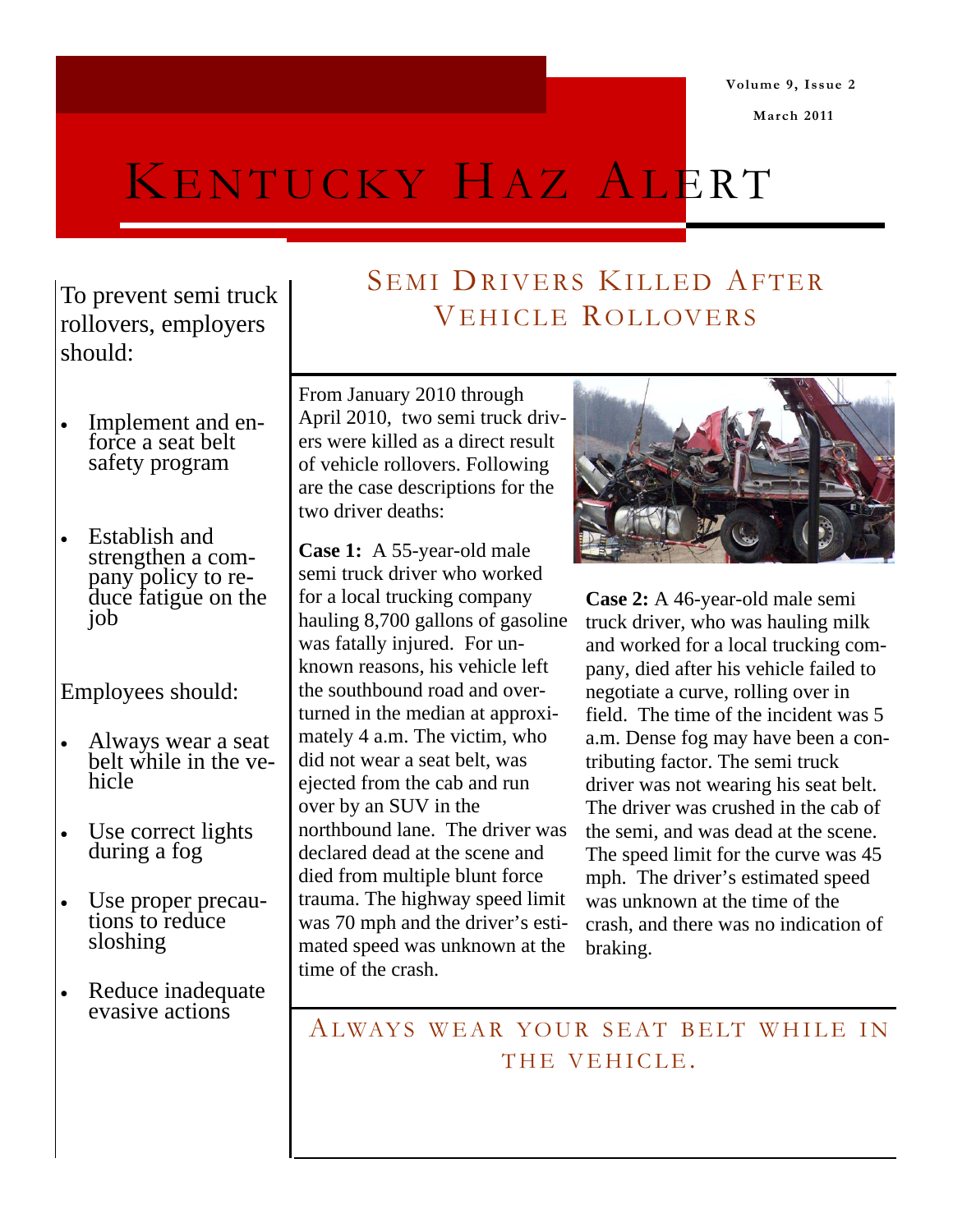# KENTUCKY HAZ ALERT

Volume 9, Issue 2

March 2011

## SEMI DRIVERS KILLED AFTER VEHICLE ROLLOVERS

From January 2010 through April 2010, two semi truck drivers were killed as a direct result of vehicle rollovers. Following are the case descriptions for the two driver deaths:

**Case 1:** A 55-year-old male semi truck driver who worked for a local trucking company hauling 8,700 gallons of gasoline was fatally injured. For unknown reasons, his vehicle left the southbound road and overturned in the median at approximately 4 a.m. The victim, who did not wear a seat belt, was ejected from the cab and run over by an SUV in the northbound lane. The driver was declared dead at the scene and died from multiple blunt force trauma. The highway speed limit was 70 mph and the driver's estimated speed was unknown at the time of the crash.

**Case 2:** A 46-year-old male semi truck driver, who was hauling milk and worked for a local trucking company, died after his vehicle failed to negotiate a curve, rolling over in field. The time of the incident was 5 a.m. Dense fog may have been a contributing factor. The semi truck driver was not wearing his seat belt. The driver was crushed in the cab of the semi, and was dead at the scene. The speed limit for the curve was 45 mph. The driver's estimated speed was unknown at the time of the crash, and there was no indication of braking.

### ALWAYS WEAR YOUR SEAT BELT WHILE IN THE VEHICLE.

To prevent semi truck rollovers, employers should:

- Implement and enforce a seat belt safety program
- Establish and strengthen a company policy to reduce fatigue on the job

Employees should:

- Always wear a seat belt while in the vehicle
- Use correct lights during a fog
- Use proper precautions to reduce sloshing
- Reduce inadequate evasive actions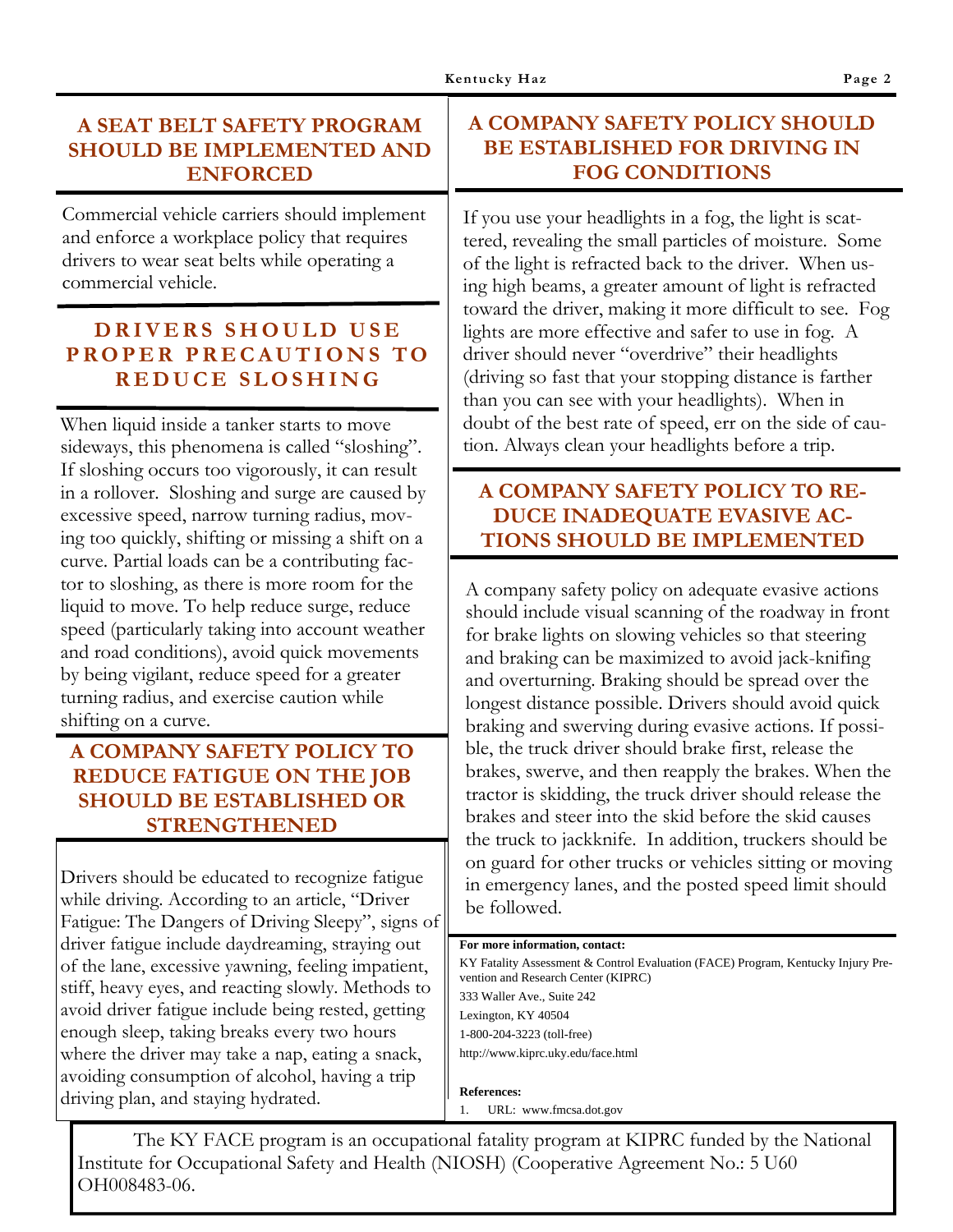## A SEAT BELT SAFETY PROGRAM SHOULD BE IMPLEMENTED AND ENFORCED

Commercial vehicle carriers should implement and enforce a workplace policy that requires drivers to wear seat belts while operating a commercial vehicle.

## DRIVERS SHOULD USE PROPER PRECAUTIONS TO REDUCE SLOSHING

When liquid inside a tanker starts to move sideways, this phenomena is called "sloshing". If sloshing occurs too vigorously, it can result in a rollover. Sloshing and surge are caused by excessive speed, narrow turning radius, moving too quickly, shifting or missing a shift on a curve. Partial loads can be a contributing factor to sloshing, as there is more room for the liquid to move. To help reduce surge, reduce speed (particularly taking into account weather and road conditions), avoid quick movements by being vigilant, reduce speed for a greater turning radius, and exercise caution while shifting on a curve.

## A COMPANY SAFETY POLICY TO REDUCE FATIGUE ON THE JOB SHOULD BE ESTABLISHED OR STRENGTHENED

Drivers should be educated to recognize fatigue while driving. According to an article, "Driver Fatigue: The Dangers of Driving Sleepy", signs of driver fatigue include daydreaming, straying out of the lane, excessive yawning, feeling impatient, stiff, heavy eyes, and reacting slowly. Methods to avoid driver fatigue include being rested, getting enough sleep, taking breaks every two hours where the driver may take a nap, eating a snack, avoiding consumption of alcohol, having a trip driving plan, and staying hydrated.

## A COMPANY SAFETY POLICY SHOULD BE ESTABLISHED FOR DRIVING IN FOG CONDITIONS

If you use your headlights in a fog, the light is scattered, revealing the small particles of moisture. Some of the light is refracted back to the driver. When using high beams, a greater amount of light is refracted toward the driver, making it more difficult to see. Fog lights are more effective and safer to use in fog. A driver should never "overdrive" their headlights (driving so fast that your stopping distance is farther than you can see with your headlights). When in doubt of the best rate of speed, err on the side of caution. Always clean your headlights before a trip.

## A COMPANY SAFETY POLICY TO REDUCE INADEQUATE EVASIVE ACTIONS SHOULD BE IMPLEMENTED

A company safety policy on adequate evasive actions should include visual scanning of the roadway in front for brake lights on slowing vehicles so that steering and braking can be maximized to avoid jack-knifing and overturning. Braking should be spread over the longest distance possible. Drivers should avoid quick braking and swerving during evasive actions. If possible, the truck driver should brake first, release the brakes, swerve, and then reapply the brakes. When the tractor is skidding, the truck driver should release the brakes and steer into the skid before the skid causes the truck to jackknife. In addition, truckers should be on guard for other trucks or vehicles sitting or moving in emergency lanes, and the posted speed limit should be followed.

**For more information, contact:**

KY Fatality Assessment & Control Evaluation (FACE) Program, Kentucky Injury Prevention and Research Center (KIPRC)

333 Waller Ave., Suite 242

Lexington, KY 40504

1-800-204-3223 (toll-free)

http://www.kiprc.uky.edu/face.html

**References:**

1. URL: www.fmcsa.dot.gov

The KY FACE program is an occupational fatality program at KIPRC funded by the National Institute for Occupational Safety and Health (NIOSH) (Cooperative Agreement No.: 5 U60 OH008483-06.